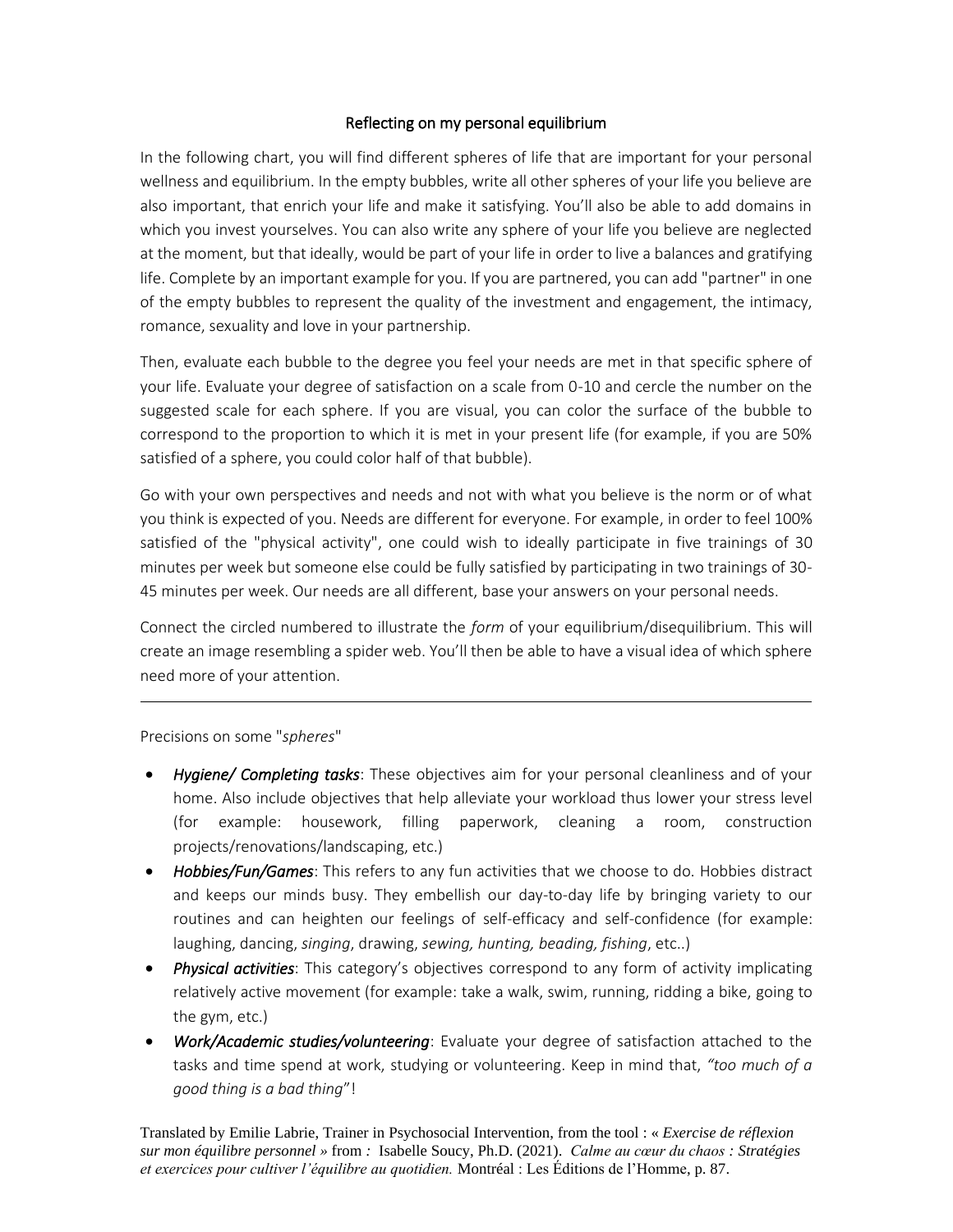# Reflecting on my personal equilibrium

In the following chart, you will find different spheres of life that are important for your personal wellness and equilibrium. In the empty bubbles, write all other spheres of your life you believe are also important, that enrich your life and make it satisfying. You'll also be able to add domains in which you invest yourselves. You can also write any sphere of your life you believe are neglected at the moment, but that ideally, would be part of your life in order to live a balances and gratifying life. Complete by an important example for you. If you are partnered, you can add "partner" in one of the empty bubbles to represent the quality of the investment and engagement, the intimacy, romance, sexuality and love in your partnership.

Then, evaluate each bubble to the degree you feel your needs are met in that specific sphere of your life. Evaluate your degree of satisfaction on a scale from 0-10 and cercle the number on the suggested scale for each sphere. If you are visual, you can color the surface of the bubble to correspond to the proportion to which it is met in your present life (for example, if you are 50% satisfied of a sphere, you could color half of that bubble).

Go with your own perspectives and needs and not with what you believe is the norm or of what you think is expected of you. Needs are different for everyone. For example, in order to feel 100% satisfied of the "physical activity", one could wish to ideally participate in five trainings of 30 minutes per week but someone else could be fully satisfied by participating in two trainings of 30-45 minutes per week. Our needs are all different, base your answers on your personal needs.

Connect the circled numbered to illustrate the *form* of your equilibrium/disequilibrium. This will create an image resembling a spider web. You'll then be able to have a visual idea of which sphere need more of your attention.

---

Precisions on some "*spheres*"

- ***Hygiene/ Completing tasks***: These objectives aim for your personal cleanliness and of your home. Also include objectives that help alleviate your workload thus lower your stress level (for example: housework, filling paperwork, cleaning a room, construction projects/renovations/landscaping, etc.)
- ***Hobbies/Fun/Games***: This refers to any fun activities that we choose to do. Hobbies distract and keeps our minds busy. They embellish our day-to-day life by bringing variety to our routines and can heighten our feelings of self-efficacy and self-confidence (for example: laughing, dancing, *singing*, drawing, *sewing, hunting, beading, fishing*, etc..)
- ***Physical activities***: This category's objectives correspond to any form of activity implicating relatively active movement (for example: take a walk, swim, running, ridding a bike, going to the gym, etc.)
- ***Work/Academic studies/volunteering***: Evaluate your degree of satisfaction attached to the tasks and time spend at work, studying or volunteering. Keep in mind that, *"too much of a good thing is a bad thing"*!

Translated by Emilie Labrie, Trainer in Psychosocial Intervention, from the tool : « *Exercise de réflexion sur mon équilibre personnel »* from *:* Isabelle Soucy, Ph.D. (2021). *Calme au cœur du chaos : Stratégies et exercices pour cultiver l'équilibre au quotidien.* Montréal : Les Éditions de l'Homme, p. 87.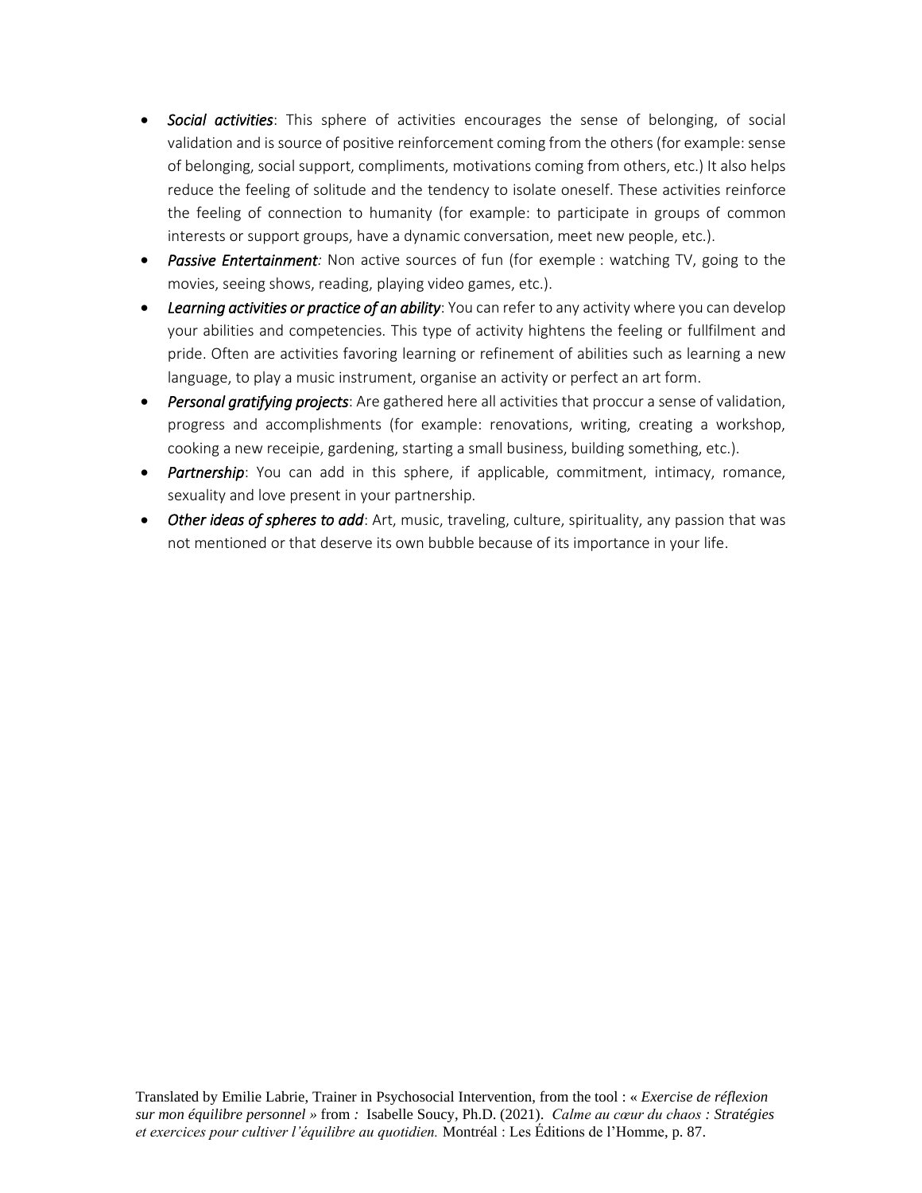- ***Social activities***: This sphere of activities encourages the sense of belonging, of social validation and is source of positive reinforcement coming from the others (for example: sense of belonging, social support, compliments, motivations coming from others, etc.) It also helps reduce the feeling of solitude and the tendency to isolate oneself. These activities reinforce the feeling of connection to humanity (for example: to participate in groups of common interests or support groups, have a dynamic conversation, meet new people, etc.).
- ***Passive Entertainment**:* Non active sources of fun (for exemple : watching TV, going to the movies, seeing shows, reading, playing video games, etc.).
- ***Learning activities or practice of an ability***: You can refer to any activity where you can develop your abilities and competencies. This type of activity hightens the feeling or fullfilment and pride. Often are activities favoring learning or refinement of abilities such as learning a new language, to play a music instrument, organise an activity or perfect an art form.
- ***Personal gratifying projects***: Are gathered here all activities that proccur a sense of validation, progress and accomplishments (for example: renovations, writing, creating a workshop, cooking a new receipie, gardening, starting a small business, building something, etc.).
- ***Partnership***: You can add in this sphere, if applicable, commitment, intimacy, romance, sexuality and love present in your partnership.
- ***Other ideas of spheres to add***: Art, music, traveling, culture, spirituality, any passion that was not mentioned or that deserve its own bubble because of its importance in your life.

Translated by Emilie Labrie, Trainer in Psychosocial Intervention, from the tool : « *Exercise de réflexion sur mon équilibre personnel »* from *:* Isabelle Soucy, Ph.D. (2021). *Calme au cœur du chaos : Stratégies et exercices pour cultiver l'équilibre au quotidien.* Montréal : Les Éditions de l'Homme, p. 87.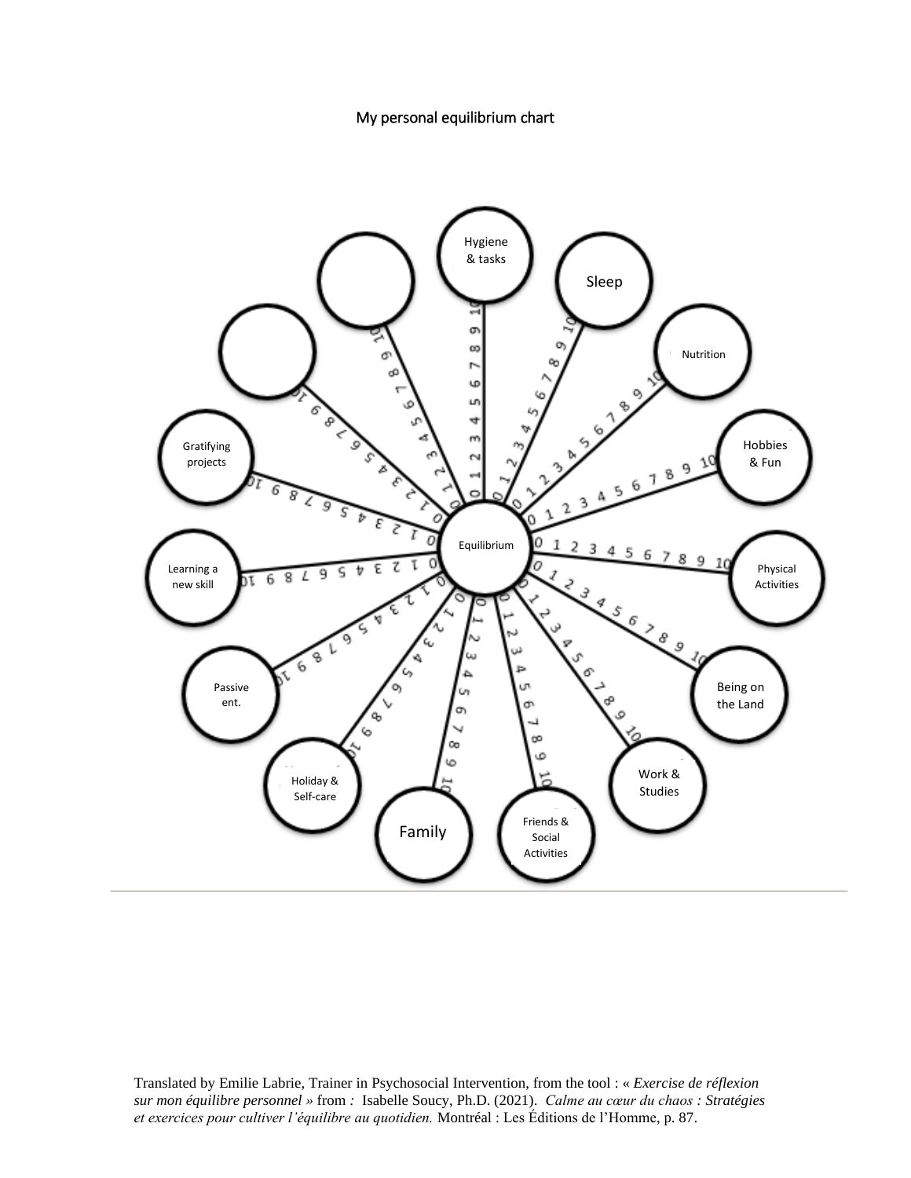My personal equilibrium chart

Hygiene & tasks

Sleep

Nutrition

Hobbies & Fun

Physical Activities

Being on the Land

Work & Studies

Friends & Social Activities

Family

Holiday & Self-care

Passive ent.

Learning a new skill

Gratifying projects

Equilibrium

0 1 2 3 4 5 6 7 8 9 10

Translated by Emilie Labrie, Trainer in Psychosocial Intervention, from the tool : « *Exercise de réflexion sur mon équilibre personnel* » from : Isabelle Soucy, Ph.D. (2021). *Calme au cœur du chaos : Stratégies et exercices pour cultiver l'équilibre au quotidien.* Montréal : Les Éditions de l'Homme, p. 87.